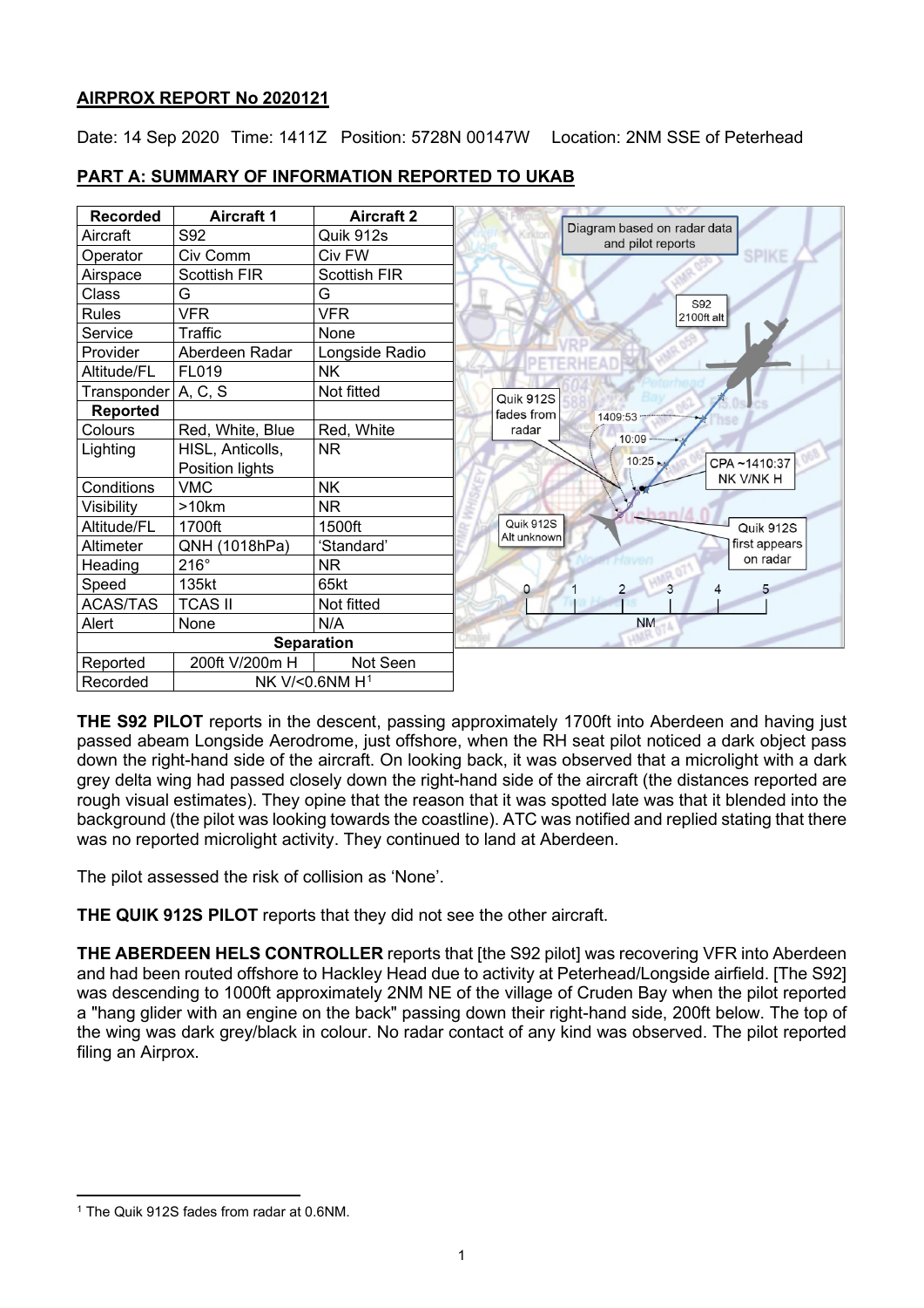**AIRPROX REPORT No 2020121**

Date: 14 Sep 2020 Time: 1411Z Position: 5728N 00147W Location: 2NM SSE of Peterhead

**PART A: SUMMARY OF INFORMATION REPORTED TO UKAB**

| Recorded | Aircraft 1 | Aircraft 2 |
|---|---|---|
| Aircraft | S92 | Quik 912s |
| Operator | Civ Comm | Civ FW |
| Airspace | Scottish FIR | Scottish FIR |
| Class | G | G |
| Rules | VFR | VFR |
| Service | Traffic | None |
| Provider | Aberdeen Radar | Longside Radio |
| Altitude/FL | FL019 | NK |
| Transponder | A, C, S | Not fitted |
| **Reported** | | |
| Colours | Red, White, Blue | Red, White |
| Lighting | HISL, Anticolls, Position lights | NR |
| Conditions | VMC | NK |
| Visibility | >10km | NR |
| Altitude/FL | 1700ft | 1500ft |
| Altimeter | QNH (1018hPa) | 'Standard' |
| Heading | 216° | NR |
| Speed | 135kt | 65kt |
| ACAS/TAS | TCAS II | Not fitted |
| Alert | None | N/A |
| **Separation** | | |
| Reported | 200ft V/200m H | Not Seen |
| Recorded | NK V/<0.6NM H[1] | |

**THE S92 PILOT** reports in the descent, passing approximately 1700ft into Aberdeen and having just passed abeam Longside Aerodrome, just offshore, when the RH seat pilot noticed a dark object pass down the right-hand side of the aircraft. On looking back, it was observed that a microlight with a dark grey delta wing had passed closely down the right-hand side of the aircraft (the distances reported are rough visual estimates). They opine that the reason that it was spotted late was that it blended into the background (the pilot was looking towards the coastline). ATC was notified and replied stating that there was no reported microlight activity. They continued to land at Aberdeen.

The pilot assessed the risk of collision as 'None'.

**THE QUIK 912S PILOT** reports that they did not see the other aircraft.

**THE ABERDEEN HELS CONTROLLER** reports that [the S92 pilot] was recovering VFR into Aberdeen and had been routed offshore to Hackley Head due to activity at Peterhead/Longside airfield. [The S92] was descending to 1000ft approximately 2NM NE of the village of Cruden Bay when the pilot reported a "hang glider with an engine on the back" passing down their right-hand side, 200ft below. The top of the wing was dark grey/black in colour. No radar contact of any kind was observed. The pilot reported filing an Airprox.

[1] The Quik 912S fades from radar at 0.6NM.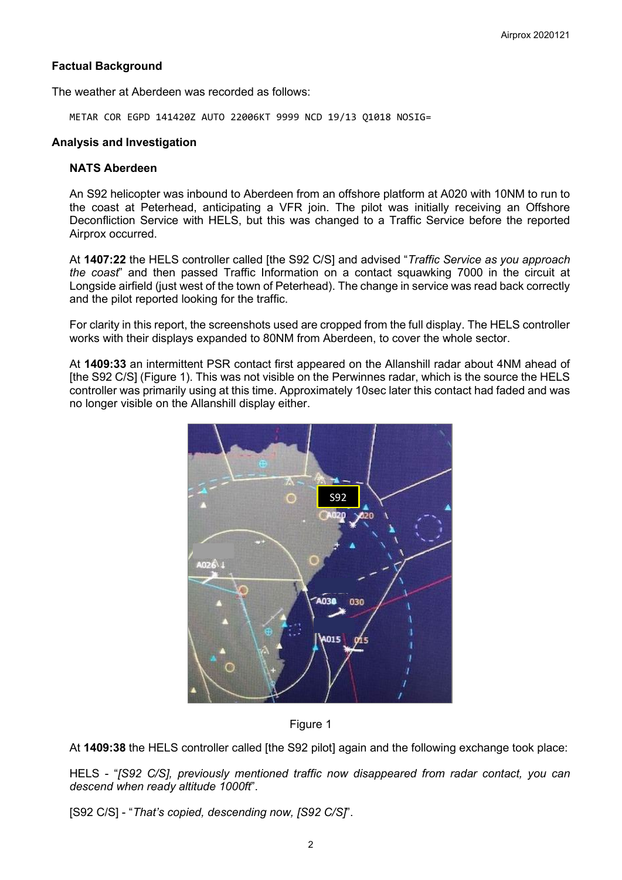## Factual Background

The weather at Aberdeen was recorded as follows:

```
METAR COR EGPD 141420Z AUTO 22006KT 9999 NCD 19/13 Q1018 NOSIG=
```

## Analysis and Investigation

### NATS Aberdeen

An S92 helicopter was inbound to Aberdeen from an offshore platform at A020 with 10NM to run to the coast at Peterhead, anticipating a VFR join. The pilot was initially receiving an Offshore Deconfliction Service with HELS, but this was changed to a Traffic Service before the reported Airprox occurred.

At **1407:22** the HELS controller called [the S92 C/S] and advised "*Traffic Service as you approach the coast*" and then passed Traffic Information on a contact squawking 7000 in the circuit at Longside airfield (just west of the town of Peterhead). The change in service was read back correctly and the pilot reported looking for the traffic.

For clarity in this report, the screenshots used are cropped from the full display. The HELS controller works with their displays expanded to 80NM from Aberdeen, to cover the whole sector.

At **1409:33** an intermittent PSR contact first appeared on the Allanshill radar about 4NM ahead of [the S92 C/S] (Figure 1). This was not visible on the Perwinnes radar, which is the source the HELS controller was primarily using at this time. Approximately 10sec later this contact had faded and was no longer visible on the Allanshill display either.

Figure 1

At **1409:38** the HELS controller called [the S92 pilot] again and the following exchange took place:

HELS - "*[S92 C/S], previously mentioned traffic now disappeared from radar contact, you can descend when ready altitude 1000ft*".

[S92 C/S] - "*That's copied, descending now, [S92 C/S]*".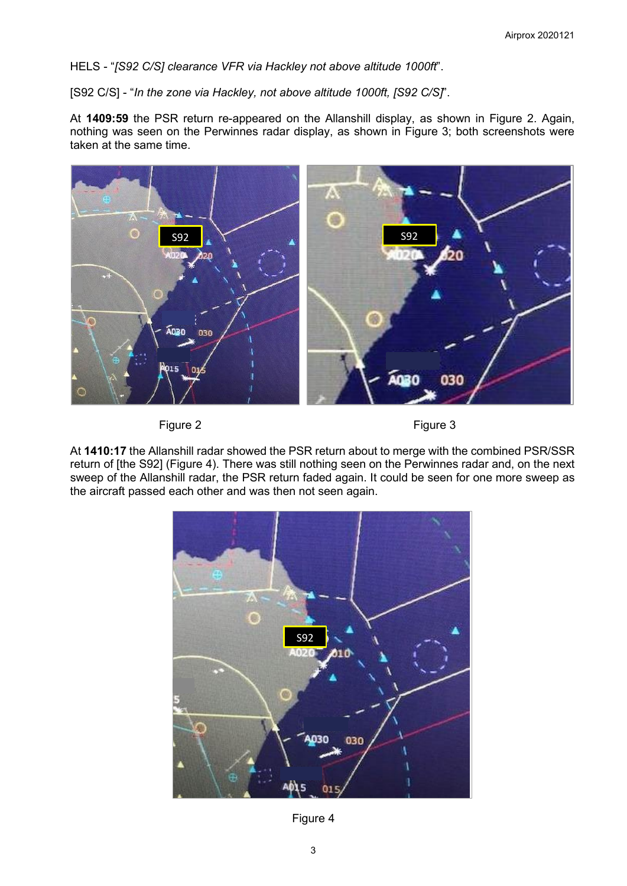HELS - "*[S92 C/S] clearance VFR via Hackley not above altitude 1000ft*".

[S92 C/S] - "*In the zone via Hackley, not above altitude 1000ft, [S92 C/S]*".

At **1409:59** the PSR return re-appeared on the Allanshill display, as shown in Figure 2. Again, nothing was seen on the Perwinnes radar display, as shown in Figure 3; both screenshots were taken at the same time.

Figure 2

Figure 3

At **1410:17** the Allanshill radar showed the PSR return about to merge with the combined PSR/SSR return of [the S92] (Figure 4). There was still nothing seen on the Perwinnes radar and, on the next sweep of the Allanshill radar, the PSR return faded again. It could be seen for one more sweep as the aircraft passed each other and was then not seen again.

Figure 4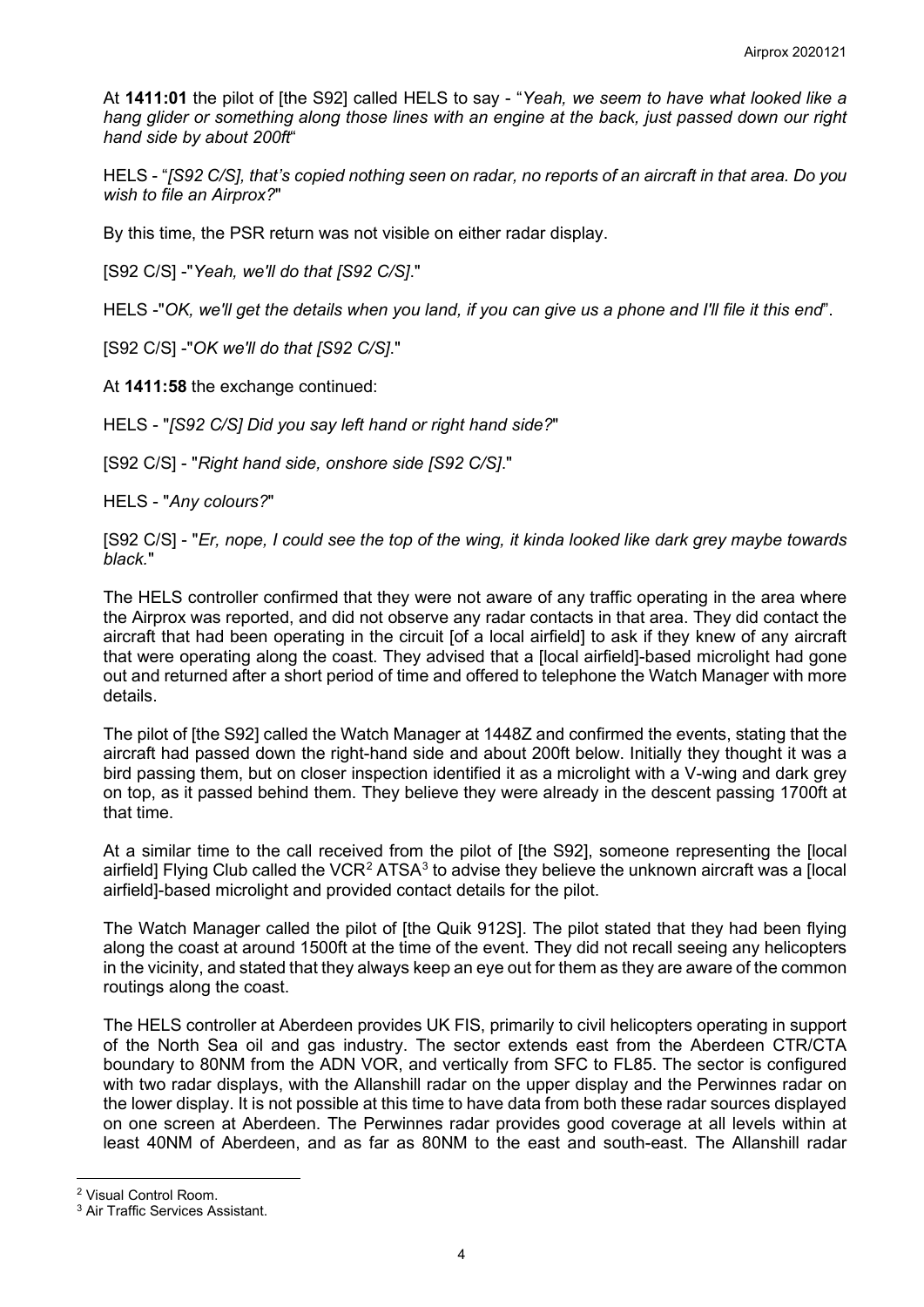At **1411:01** the pilot of [the S92] called HELS to say - "*Yeah, we seem to have what looked like a hang glider or something along those lines with an engine at the back, just passed down our right hand side by about 200ft*"

HELS - "*[S92 C/S], that's copied nothing seen on radar, no reports of an aircraft in that area. Do you wish to file an Airprox?*"

By this time, the PSR return was not visible on either radar display.

[S92 C/S] -"*Yeah, we'll do that [S92 C/S].*"

HELS -"*OK, we'll get the details when you land, if you can give us a phone and I'll file it this end*".

[S92 C/S] -"*OK we'll do that [S92 C/S].*"

At **1411:58** the exchange continued:

HELS - "*[S92 C/S] Did you say left hand or right hand side?*"

[S92 C/S] - "*Right hand side, onshore side [S92 C/S].*"

HELS - "*Any colours?*"

[S92 C/S] - "*Er, nope, I could see the top of the wing, it kinda looked like dark grey maybe towards black.*"

The HELS controller confirmed that they were not aware of any traffic operating in the area where the Airprox was reported, and did not observe any radar contacts in that area. They did contact the aircraft that had been operating in the circuit [of a local airfield] to ask if they knew of any aircraft that were operating along the coast. They advised that a [local airfield]-based microlight had gone out and returned after a short period of time and offered to telephone the Watch Manager with more details.

The pilot of [the S92] called the Watch Manager at 1448Z and confirmed the events, stating that the aircraft had passed down the right-hand side and about 200ft below. Initially they thought it was a bird passing them, but on closer inspection identified it as a microlight with a V-wing and dark grey on top, as it passed behind them. They believe they were already in the descent passing 1700ft at that time.

At a similar time to the call received from the pilot of [the S92], someone representing the [local airfield] Flying Club called the VCR[2] ATSA[3] to advise they believe the unknown aircraft was a [local airfield]-based microlight and provided contact details for the pilot.

The Watch Manager called the pilot of [the Quik 912S]. The pilot stated that they had been flying along the coast at around 1500ft at the time of the event. They did not recall seeing any helicopters in the vicinity, and stated that they always keep an eye out for them as they are aware of the common routings along the coast.

The HELS controller at Aberdeen provides UK FIS, primarily to civil helicopters operating in support of the North Sea oil and gas industry. The sector extends east from the Aberdeen CTR/CTA boundary to 80NM from the ADN VOR, and vertically from SFC to FL85. The sector is configured with two radar displays, with the Allanshill radar on the upper display and the Perwinnes radar on the lower display. It is not possible at this time to have data from both these radar sources displayed on one screen at Aberdeen. The Perwinnes radar provides good coverage at all levels within at least 40NM of Aberdeen, and as far as 80NM to the east and south-east. The Allanshill radar

[2] Visual Control Room.
[3] Air Traffic Services Assistant.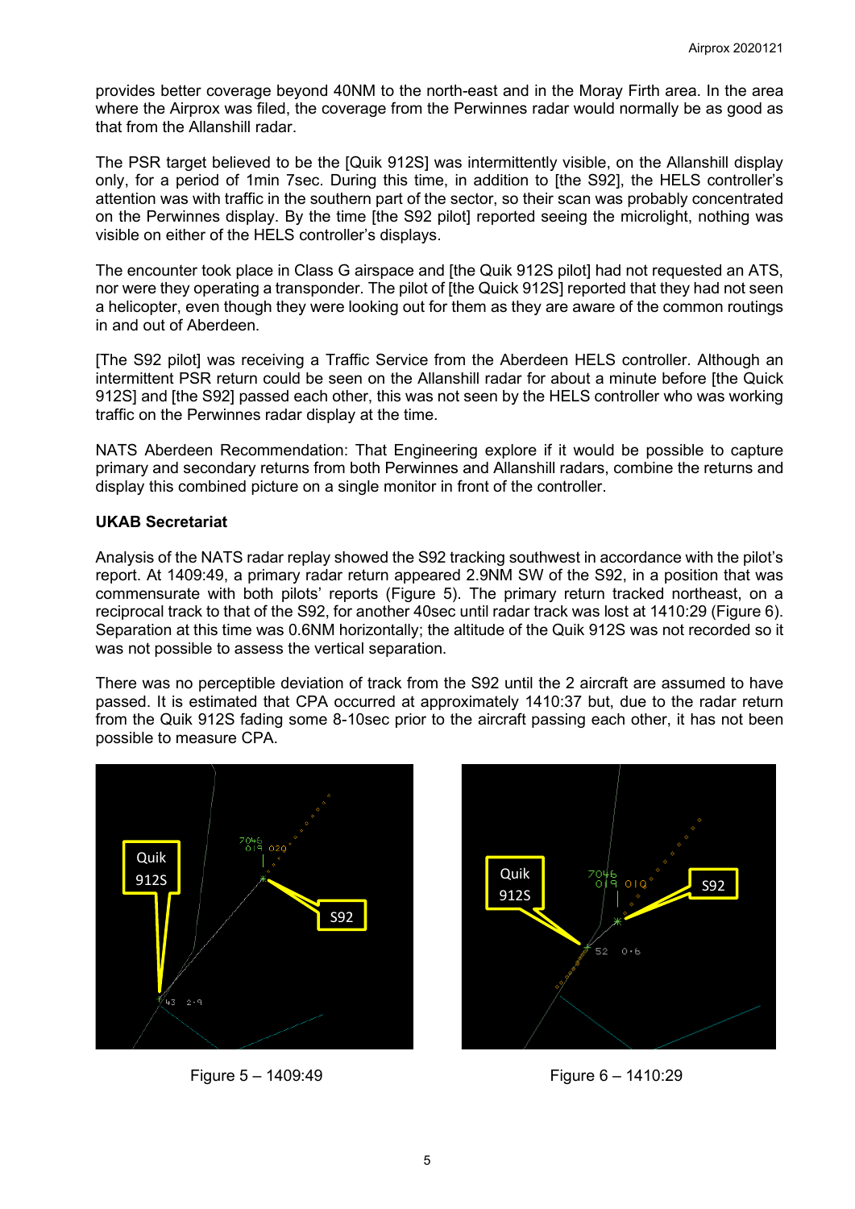provides better coverage beyond 40NM to the north-east and in the Moray Firth area. In the area where the Airprox was filed, the coverage from the Perwinnes radar would normally be as good as that from the Allanshill radar.

The PSR target believed to be the [Quik 912S] was intermittently visible, on the Allanshill display only, for a period of 1min 7sec. During this time, in addition to [the S92], the HELS controller's attention was with traffic in the southern part of the sector, so their scan was probably concentrated on the Perwinnes display. By the time [the S92 pilot] reported seeing the microlight, nothing was visible on either of the HELS controller's displays.

The encounter took place in Class G airspace and [the Quik 912S pilot] had not requested an ATS, nor were they operating a transponder. The pilot of [the Quick 912S] reported that they had not seen a helicopter, even though they were looking out for them as they are aware of the common routings in and out of Aberdeen.

[The S92 pilot] was receiving a Traffic Service from the Aberdeen HELS controller. Although an intermittent PSR return could be seen on the Allanshill radar for about a minute before [the Quick 912S] and [the S92] passed each other, this was not seen by the HELS controller who was working traffic on the Perwinnes radar display at the time.

NATS Aberdeen Recommendation: That Engineering explore if it would be possible to capture primary and secondary returns from both Perwinnes and Allanshill radars, combine the returns and display this combined picture on a single monitor in front of the controller.

**UKAB Secretariat**

Analysis of the NATS radar replay showed the S92 tracking southwest in accordance with the pilot's report. At 1409:49, a primary radar return appeared 2.9NM SW of the S92, in a position that was commensurate with both pilots' reports (Figure 5). The primary return tracked northeast, on a reciprocal track to that of the S92, for another 40sec until radar track was lost at 1410:29 (Figure 6). Separation at this time was 0.6NM horizontally; the altitude of the Quik 912S was not recorded so it was not possible to assess the vertical separation.

There was no perceptible deviation of track from the S92 until the 2 aircraft are assumed to have passed. It is estimated that CPA occurred at approximately 1410:37 but, due to the radar return from the Quik 912S fading some 8-10sec prior to the aircraft passing each other, it has not been possible to measure CPA.

Figure 5 – 1409:49

Figure 6 – 1410:29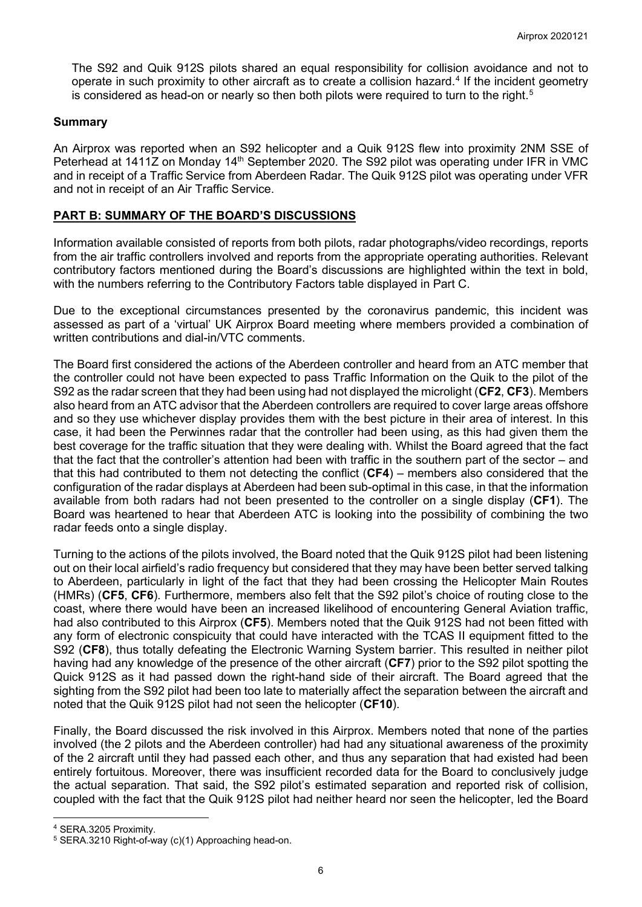The S92 and Quik 912S pilots shared an equal responsibility for collision avoidance and not to operate in such proximity to other aircraft as to create a collision hazard.[4] If the incident geometry is considered as head-on or nearly so then both pilots were required to turn to the right.[5]

### Summary

An Airprox was reported when an S92 helicopter and a Quik 912S flew into proximity 2NM SSE of Peterhead at 1411Z on Monday 14th September 2020. The S92 pilot was operating under IFR in VMC and in receipt of a Traffic Service from Aberdeen Radar. The Quik 912S pilot was operating under VFR and not in receipt of an Air Traffic Service.

## PART B: SUMMARY OF THE BOARD'S DISCUSSIONS

Information available consisted of reports from both pilots, radar photographs/video recordings, reports from the air traffic controllers involved and reports from the appropriate operating authorities. Relevant contributory factors mentioned during the Board's discussions are highlighted within the text in bold, with the numbers referring to the Contributory Factors table displayed in Part C.

Due to the exceptional circumstances presented by the coronavirus pandemic, this incident was assessed as part of a 'virtual' UK Airprox Board meeting where members provided a combination of written contributions and dial-in/VTC comments.

The Board first considered the actions of the Aberdeen controller and heard from an ATC member that the controller could not have been expected to pass Traffic Information on the Quik to the pilot of the S92 as the radar screen that they had been using had not displayed the microlight (**CF2**, **CF3**). Members also heard from an ATC advisor that the Aberdeen controllers are required to cover large areas offshore and so they use whichever display provides them with the best picture in their area of interest. In this case, it had been the Perwinnes radar that the controller had been using, as this had given them the best coverage for the traffic situation that they were dealing with. Whilst the Board agreed that the fact that the fact that the controller's attention had been with traffic in the southern part of the sector – and that this had contributed to them not detecting the conflict (**CF4**) – members also considered that the configuration of the radar displays at Aberdeen had been sub-optimal in this case, in that the information available from both radars had not been presented to the controller on a single display (**CF1**). The Board was heartened to hear that Aberdeen ATC is looking into the possibility of combining the two radar feeds onto a single display.

Turning to the actions of the pilots involved, the Board noted that the Quik 912S pilot had been listening out on their local airfield's radio frequency but considered that they may have been better served talking to Aberdeen, particularly in light of the fact that they had been crossing the Helicopter Main Routes (HMRs) (**CF5**, **CF6**). Furthermore, members also felt that the S92 pilot's choice of routing close to the coast, where there would have been an increased likelihood of encountering General Aviation traffic, had also contributed to this Airprox (**CF5**). Members noted that the Quik 912S had not been fitted with any form of electronic conspicuity that could have interacted with the TCAS II equipment fitted to the S92 (**CF8**), thus totally defeating the Electronic Warning System barrier. This resulted in neither pilot having had any knowledge of the presence of the other aircraft (**CF7**) prior to the S92 pilot spotting the Quick 912S as it had passed down the right-hand side of their aircraft. The Board agreed that the sighting from the S92 pilot had been too late to materially affect the separation between the aircraft and noted that the Quik 912S pilot had not seen the helicopter (**CF10**).

Finally, the Board discussed the risk involved in this Airprox. Members noted that none of the parties involved (the 2 pilots and the Aberdeen controller) had had any situational awareness of the proximity of the 2 aircraft until they had passed each other, and thus any separation that had existed had been entirely fortuitous. Moreover, there was insufficient recorded data for the Board to conclusively judge the actual separation. That said, the S92 pilot's estimated separation and reported risk of collision, coupled with the fact that the Quik 912S pilot had neither heard nor seen the helicopter, led the Board

[4] SERA.3205 Proximity.

[5] SERA.3210 Right-of-way (c)(1) Approaching head-on.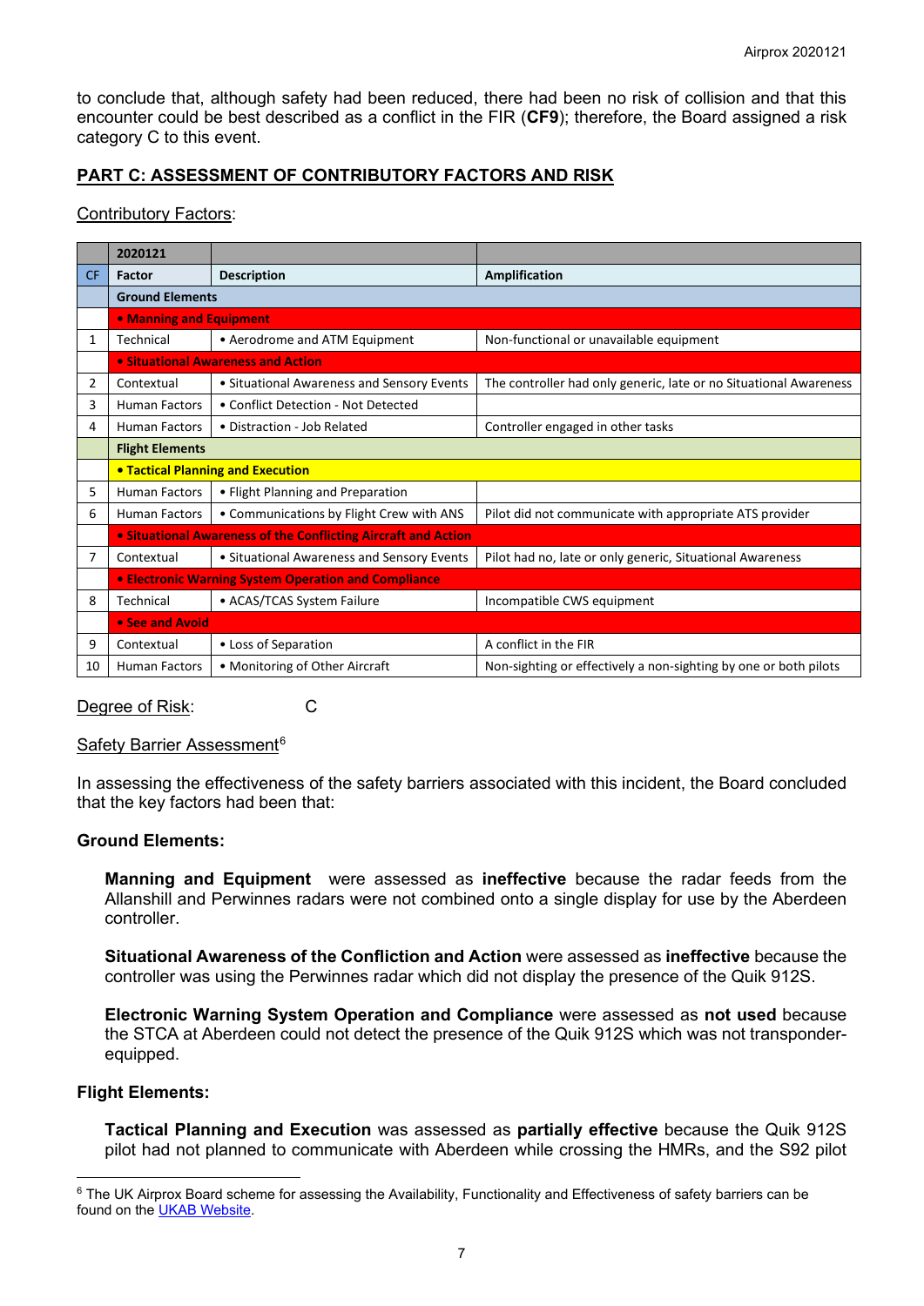to conclude that, although safety had been reduced, there had been no risk of collision and that this encounter could be best described as a conflict in the FIR (**CF9**); therefore, the Board assigned a risk category C to this event.

## PART C: ASSESSMENT OF CONTRIBUTORY FACTORS AND RISK

Contributory Factors:

| | 2020121 | | |
|---|---|---|---|
| CF | Factor | Description | Amplification |
| | **Ground Elements** | | |
| | **• Manning and Equipment** | | |
| 1 | Technical | • Aerodrome and ATM Equipment | Non-functional or unavailable equipment |
| | **• Situational Awareness and Action** | | |
| 2 | Contextual | • Situational Awareness and Sensory Events | The controller had only generic, late or no Situational Awareness |
| 3 | Human Factors | • Conflict Detection - Not Detected | |
| 4 | Human Factors | • Distraction - Job Related | Controller engaged in other tasks |
| | **Flight Elements** | | |
| | **• Tactical Planning and Execution** | | |
| 5 | Human Factors | • Flight Planning and Preparation | |
| 6 | Human Factors | • Communications by Flight Crew with ANS | Pilot did not communicate with appropriate ATS provider |
| | **• Situational Awareness of the Conflicting Aircraft and Action** | | |
| 7 | Contextual | • Situational Awareness and Sensory Events | Pilot had no, late or only generic, Situational Awareness |
| | **• Electronic Warning System Operation and Compliance** | | |
| 8 | Technical | • ACAS/TCAS System Failure | Incompatible CWS equipment |
| | **• See and Avoid** | | |
| 9 | Contextual | • Loss of Separation | A conflict in the FIR |
| 10 | Human Factors | • Monitoring of Other Aircraft | Non-sighting or effectively a non-sighting by one or both pilots |

Degree of Risk: C

Safety Barrier Assessment[6]

In assessing the effectiveness of the safety barriers associated with this incident, the Board concluded that the key factors had been that:

**Ground Elements:**

**Manning and Equipment** were assessed as **ineffective** because the radar feeds from the Allanshill and Perwinnes radars were not combined onto a single display for use by the Aberdeen controller.

**Situational Awareness of the Confliction and Action** were assessed as **ineffective** because the controller was using the Perwinnes radar which did not display the presence of the Quik 912S.

**Electronic Warning System Operation and Compliance** were assessed as **not used** because the STCA at Aberdeen could not detect the presence of the Quik 912S which was not transponder-equipped.

**Flight Elements:**

**Tactical Planning and Execution** was assessed as **partially effective** because the Quik 912S pilot had not planned to communicate with Aberdeen while crossing the HMRs, and the S92 pilot

[6] The UK Airprox Board scheme for assessing the Availability, Functionality and Effectiveness of safety barriers can be found on the UKAB Website.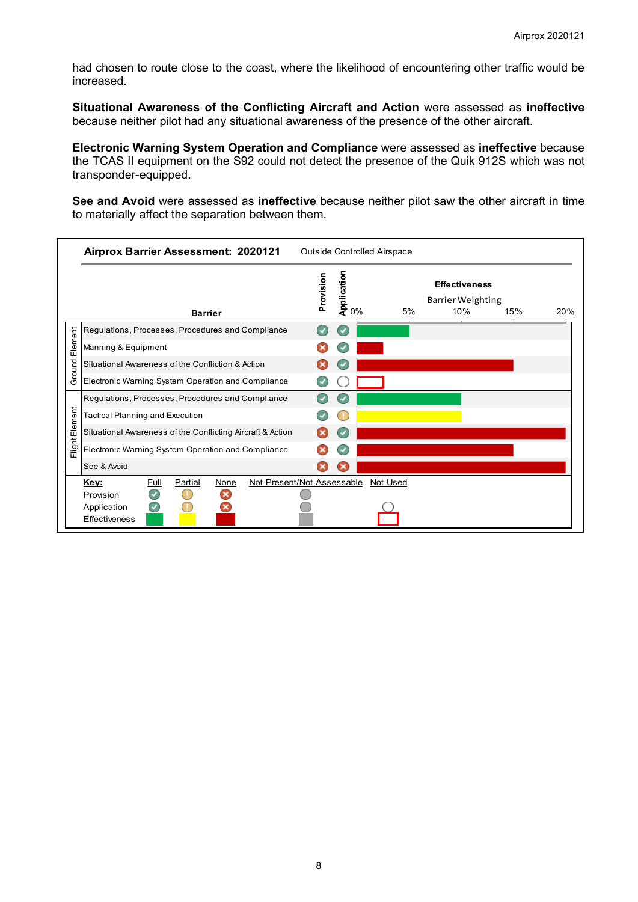had chosen to route close to the coast, where the likelihood of encountering other traffic would be increased.

**Situational Awareness of the Conflicting Aircraft and Action** were assessed as **ineffective** because neither pilot had any situational awareness of the presence of the other aircraft.

**Electronic Warning System Operation and Compliance** were assessed as **ineffective** because the TCAS II equipment on the S92 could not detect the presence of the Quik 912S which was not transponder-equipped.

**See and Avoid** were assessed as **ineffective** because neither pilot saw the other aircraft in time to materially affect the separation between them.

**Airprox Barrier Assessment: 2020121** Outside Controlled Airspace

Barrier

Provision

Application

Effectiveness

Barrier Weighting

0% 5% 10% 15% 20%

Ground Element

Regulations, Processes, Procedures and Compliance

Manning & Equipment

Situational Awareness of the Confliction & Action

Electronic Warning System Operation and Compliance

Flight Element

Regulations, Processes, Procedures and Compliance

Tactical Planning and Execution

Situational Awareness of the Conflicting Aircraft & Action

Electronic Warning System Operation and Compliance

See & Avoid

**Key:** Full Partial None Not Present/Not Assessable Not Used

Provision

Application

Effectiveness